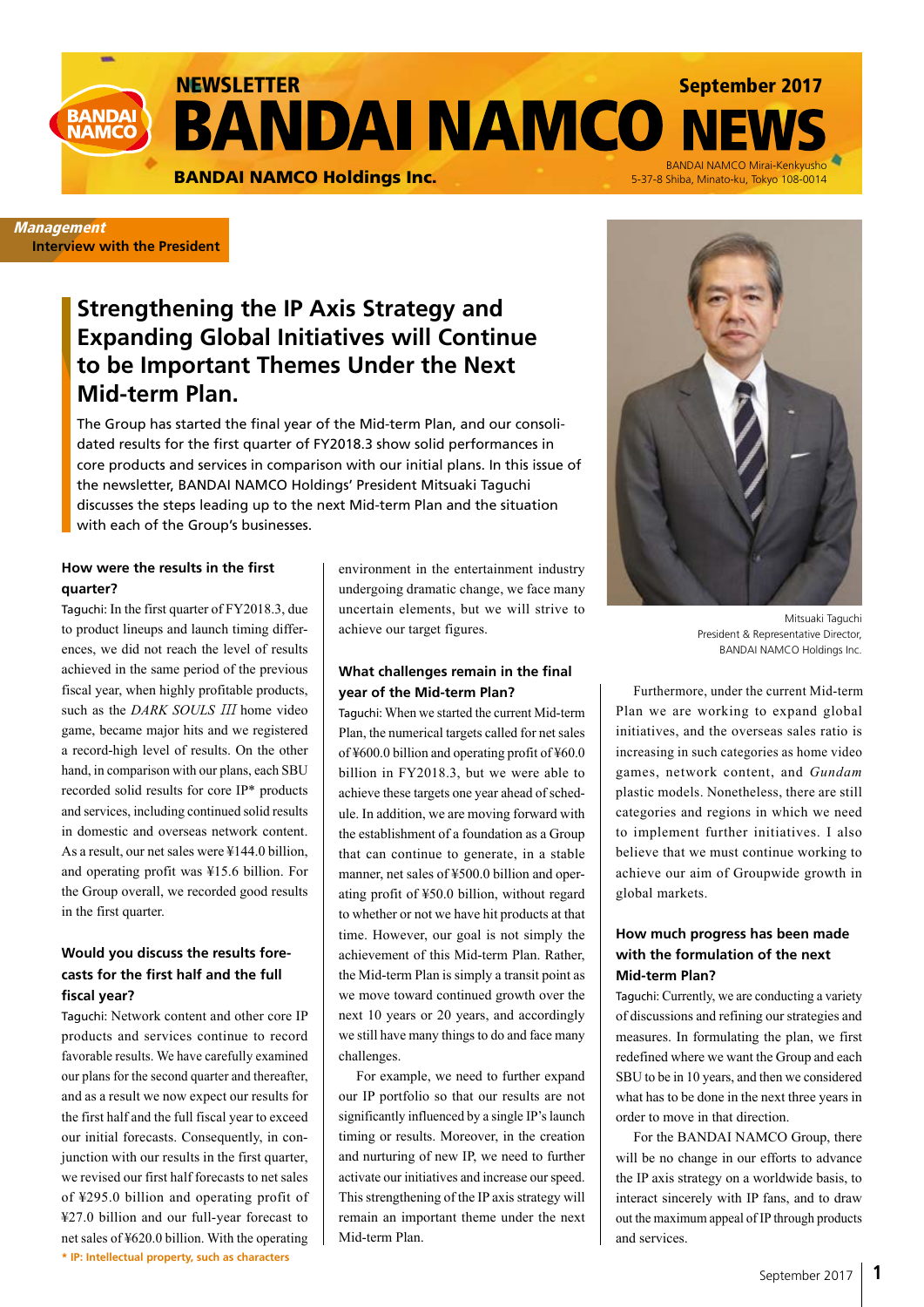# NEWSLETTER BANDAI NAMCO NEWS

September 2017

**BANDAI NAMCO Holdings Inc.**

BANDAI NAMCO Mirai-Kenkyusho
5-37-8 Shiba, Minato-ku, Tokyo 108-0014

***Management***
**Interview with the President**

## Strengthening the IP Axis Strategy and Expanding Global Initiatives will Continue to be Important Themes Under the Next Mid-term Plan.

The Group has started the final year of the Mid-term Plan, and our consolidated results for the first quarter of FY2018.3 show solid performances in core products and services in comparison with our initial plans. In this issue of the newsletter, BANDAI NAMCO Holdings' President Mitsuaki Taguchi discusses the steps leading up to the next Mid-term Plan and the situation with each of the Group's businesses.

Mitsuaki Taguchi
President & Representative Director,
BANDAI NAMCO Holdings Inc.

### How were the results in the first quarter?

Taguchi: In the first quarter of FY2018.3, due to product lineups and launch timing differences, we did not reach the level of results achieved in the same period of the previous fiscal year, when highly profitable products, such as the *DARK SOULS III* home video game, became major hits and we registered a record-high level of results. On the other hand, in comparison with our plans, each SBU recorded solid results for core IP* products and services, including continued solid results in domestic and overseas network content. As a result, our net sales were ¥144.0 billion, and operating profit was ¥15.6 billion. For the Group overall, we recorded good results in the first quarter.

### Would you discuss the results forecasts for the first half and the full fiscal year?

Taguchi: Network content and other core IP products and services continue to record favorable results. We have carefully examined our plans for the second quarter and thereafter, and as a result we now expect our results for the first half and the full fiscal year to exceed our initial forecasts. Consequently, in conjunction with our results in the first quarter, we revised our first half forecasts to net sales of ¥295.0 billion and operating profit of ¥27.0 billion and our full-year forecast to net sales of ¥620.0 billion. With the operating environment in the entertainment industry undergoing dramatic change, we face many uncertain elements, but we will strive to achieve our target figures.

\* IP: Intellectual property, such as characters

### What challenges remain in the final year of the Mid-term Plan?

Taguchi: When we started the current Mid-term Plan, the numerical targets called for net sales of ¥600.0 billion and operating profit of ¥60.0 billion in FY2018.3, but we were able to achieve these targets one year ahead of schedule. In addition, we are moving forward with the establishment of a foundation as a Group that can continue to generate, in a stable manner, net sales of ¥500.0 billion and operating profit of ¥50.0 billion, without regard to whether or not we have hit products at that time. However, our goal is not simply the achievement of this Mid-term Plan. Rather, the Mid-term Plan is simply a transit point as we move toward continued growth over the next 10 years or 20 years, and accordingly we still have many things to do and face many challenges.

For example, we need to further expand our IP portfolio so that our results are not significantly influenced by a single IP's launch timing or results. Moreover, in the creation and nurturing of new IP, we need to further activate our initiatives and increase our speed. This strengthening of the IP axis strategy will remain an important theme under the next Mid-term Plan.

Furthermore, under the current Mid-term Plan we are working to expand global initiatives, and the overseas sales ratio is increasing in such categories as home video games, network content, and *Gundam* plastic models. Nonetheless, there are still categories and regions in which we need to implement further initiatives. I also believe that we must continue working to achieve our aim of Groupwide growth in global markets.

### How much progress has been made with the formulation of the next Mid-term Plan?

Taguchi: Currently, we are conducting a variety of discussions and refining our strategies and measures. In formulating the plan, we first redefined where we want the Group and each SBU to be in 10 years, and then we considered what has to be done in the next three years in order to move in that direction.

For the BANDAI NAMCO Group, there will be no change in our efforts to advance the IP axis strategy on a worldwide basis, to interact sincerely with IP fans, and to draw out the maximum appeal of IP through products and services.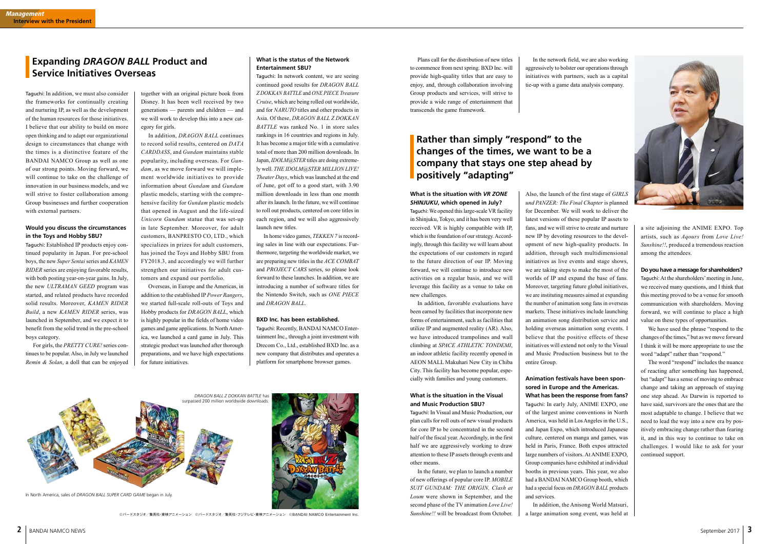## Expanding *DRAGON BALL* Product and Service Initiatives Overseas

Taguchi: In addition, we must also consider the frameworks for continually creating and nurturing IP, as well as the development of the human resources for those initiatives. I believe that our ability to build on more open thinking and to adapt our organizational design to circumstances that change with the times is a distinctive feature of the BANDAI NAMCO Group as well as one of our strong points. Moving forward, we will continue to take on the challenge of innovation in our business models, and we will strive to foster collaboration among Group businesses and further cooperation with external partners.

### Would you discuss the circumstances in the Toys and Hobby SBU?

Taguchi: Established IP products enjoy continued popularity in Japan. For pre-school boys, the new *Super Sentai* series and *KAMEN RIDER* series are enjoying favorable results, with both posting year-on-year gains. In July, the new *ULTRAMAN GEED* program was started, and related products have recorded solid results. Moreover, *KAMEN RIDER Build*, a new *KAMEN RIDER* series, was launched in September, and we expect it to benefit from the solid trend in the pre-school boys category.

For girls, the *PRETTY CURE!* series continues to be popular. Also, in July we launched *Remin & Solan*, a doll that can be enjoyed together with an original picture book from Disney. It has been well received by two generations — parents and children — and we will work to develop this into a new category for girls.

In addition, *DRAGON BALL* continues to record solid results, centered on *DATA CARDDASS*, and *Gundam* maintains stable popularity, including overseas. For *Gundam*, as we move forward we will implement worldwide initiatives to provide information about *Gundam* and *Gundam* plastic models, starting with the comprehensive facility for *Gundam* plastic models that opened in August and the life-sized *Unicorn Gundam* statue that was set-up in late September. Moreover, for adult customers, BANPRESTO CO, LTD., which specializes in prizes for adult customers, has joined the Toys and Hobby SBU from FY2018.3, and accordingly we will further strengthen our initiatives for adult customers and expand our portfolio.

Overseas, in Europe and the Americas, in addition to the established IP *Power Rangers*, we started full-scale roll-outs of Toys and Hobby products for *DRAGON BALL*, which is highly popular in the fields of home video games and game applications. In North America, we launched a card game in July. This strategic product was launched after thorough preparations, and we have high expectations for future initiatives.

### What is the status of the Network Entertainment SBU?

Taguchi: In network content, we are seeing continued good results for *DRAGON BALL Z DOKKAN BATTLE* and *ONE PIECE Treasure Cruise*, which are being rolled out worldwide, and for *NARUTO* titles and other products in Asia. Of these, *DRAGON BALL Z DOKKAN BATTLE* was ranked No. 1 in store sales rankings in 16 countries and regions in July. It has become a major title with a cumulative total of more than 200 million downloads. In Japan, *IDOLM@STER* titles are doing extremely well. *THE IDOLM@STER MILLION LIVE! Theater Days*, which was launched at the end of June, got off to a good start, with 3.90 million downloads in less than one month after its launch. In the future, we will continue to roll out products, centered on core titles in each region, and we will also aggressively launch new titles.

In home video games, *TEKKEN 7* is recording sales in line with our expectations. Furthermore, targeting the worldwide market, we are preparing new titles in the *ACE COMBAT* and *PROJECT CARS* series, so please look forward to these launches. In addition, we are introducing a number of software titles for the Nintendo Switch, such as *ONE PIECE* and *DRAGON BALL*.

### BXD Inc. has been established.

Taguchi: Recently, BANDAI NAMCO Entertainment Inc., through a joint investment with Drecom Co., Ltd., established BXD Inc. as a new company that distributes and operates a platform for smartphone browser games.

In North America, sales of *DRAGON BALL SUPER CARD GAME* began in July.

*DRAGON BALL Z DOKKAN BATTLE* has surpassed 200 million worldwide downloads.

©バードスタジオ／集英社・東映アニメーション ©バードスタジオ／集英社・フジテレビ・東映アニメーション ©BANDAI NAMCO Entertainment Inc.

Plans call for the distribution of new titles to commence from next spring. BXD Inc. will provide high-quality titles that are easy to enjoy, and, through collaboration involving Group products and services, will strive to provide a wide range of entertainment that transcends the game framework.

In the network field, we are also working aggressively to bolster our operations through initiatives with partners, such as a capital tie-up with a game data analysis company.

## Rather than simply "respond" to the changes of the times, we want to be a company that stays one step ahead by positively "adapting"

### What is the situation with *VR ZONE SHINJUKU*, which opened in July?

Taguchi: We opened this large-scale VR facility in Shinjuku, Tokyo, and it has been very well received. VR is highly compatible with IP, which is the foundation of our strategy. Accordingly, through this facility we will learn about the expectations of our customers in regard to the future direction of our IP. Moving forward, we will continue to introduce new activities on a regular basis, and we will leverage this facility as a venue to take on new challenges.

In addition, favorable evaluations have been earned by facilities that incorporate new forms of entertainment, such as facilities that utilize IP and augmented reality (AR). Also, we have introduced trampolines and wall climbing at *SPACE ATHLETIC TONDEMI*, an indoor athletic facility recently opened in AEON MALL Makuhari New City in Chiba City. This facility has become popular, especially with families and young customers.

### What is the situation in the Visual and Music Production SBU?

Taguchi: In Visual and Music Production, our plan calls for roll outs of new visual products for core IP to be concentrated in the second half of the fiscal year. Accordingly, in the first half we are aggressively working to draw attention to these IP assets through events and other means.

In the future, we plan to launch a number of new offerings of popular core IP. *MOBILE SUIT GUNDAM: THE ORIGIN, Clash at Loum* were shown in September, and the second phase of the TV animation *Love Live! Sunshine!!* will be broadcast from October. Also, the launch of the first stage of *GIRLS und PANZER: The Final Chapter* is planned for December. We will work to deliver the latest versions of these popular IP assets to fans, and we will strive to create and nurture new IP by devoting resources to the development of new high-quality products. In addition, through such multidimensional initiatives as live events and stage shows, we are taking steps to make the most of the worlds of IP and expand the base of fans. Moreover, targeting future global initiatives, we are instituting measures aimed at expanding the number of animation song fans in overseas markets. These initiatives include launching an animation song distribution service and holding overseas animation song events. I believe that the positive effects of these initiatives will extend not only to the Visual and Music Production business but to the entire Group.

### Animation festivals have been sponsored in Europe and the Americas. What has been the response from fans?

Taguchi: In early July, ANIME EXPO, one of the largest anime conventions in North America, was held in Los Angeles in the U.S., and Japan Expo, which introduced Japanese culture, centered on manga and games, was held in Paris, France. Both expos attracted large numbers of visitors. At ANIME EXPO, Group companies have exhibited at individual booths in previous years. This year, we also had a BANDAI NAMCO Group booth, which had a special focus on *DRAGON BALL* products and services.

In addition, the Anisong World Matsuri, a large animation song event, was held at a site adjoining the ANIME EXPO. Top artists, such as *Aqours* from *Love Live! Sunshine!!*, produced a tremendous reaction among the attendees.

### Do you have a message for shareholders?

Taguchi: At the shareholders' meeting in June, we received many questions, and I think that this meeting proved to be a venue for smooth communication with shareholders. Moving forward, we will continue to place a high value on these types of opportunities.

We have used the phrase "respond to the changes of the times," but as we move forward I think it will be more appropriate to use the word "adapt" rather than "respond."

The word "respond" includes the nuance of reacting after something has happened, but "adapt" has a sense of moving to embrace change and taking an approach of staying one step ahead. As Darwin is reported to have said, survivors are the ones that are the most adaptable to change. I believe that we need to lead the way into a new era by positively embracing change rather than fearing it, and in this way to continue to take on challenges. I would like to ask for your continued support.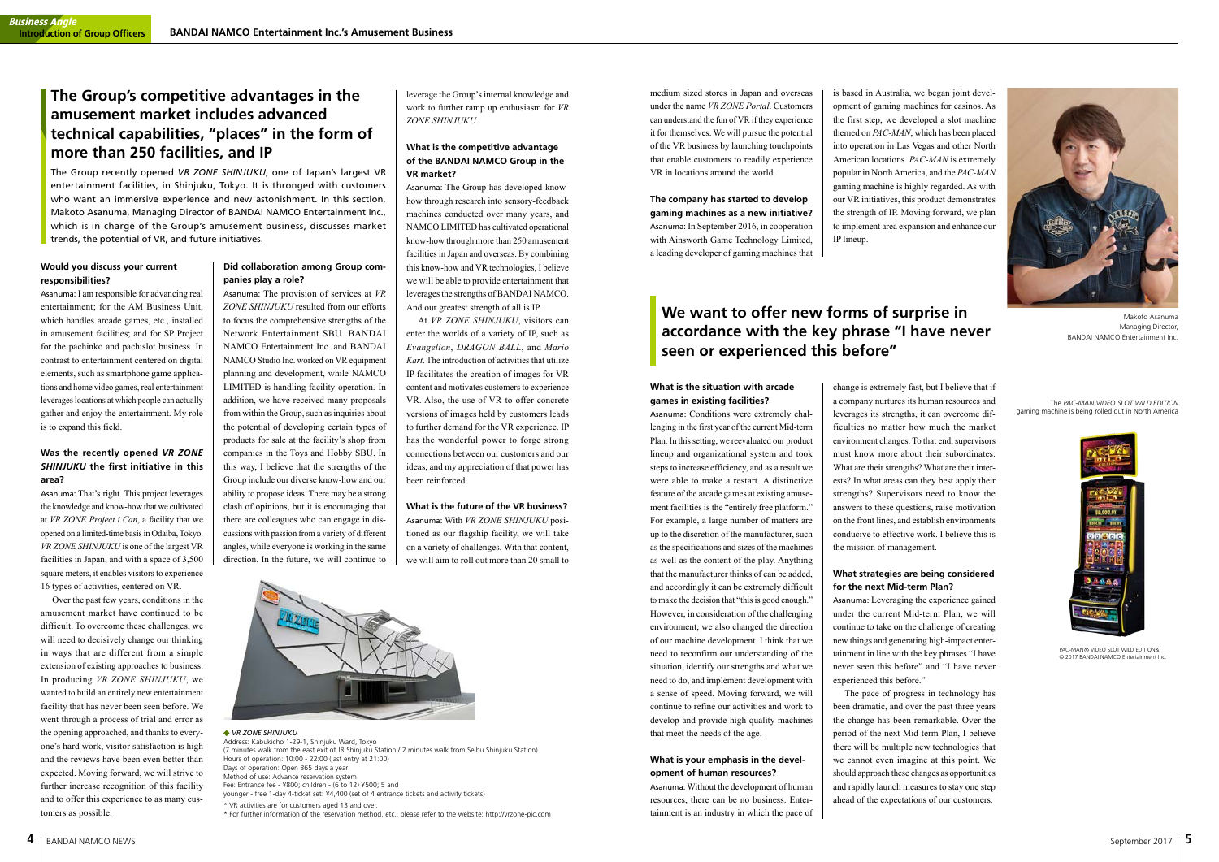# The Group's competitive advantages in the amusement market includes advanced technical capabilities, "places" in the form of more than 250 facilities, and IP

The Group recently opened *VR ZONE SHINJUKU*, one of Japan's largest VR entertainment facilities, in Shinjuku, Tokyo. It is thronged with customers who want an immersive experience and new astonishment. In this section, Makoto Asanuma, Managing Director of BANDAI NAMCO Entertainment Inc., which is in charge of the Group's amusement business, discusses market trends, the potential of VR, and future initiatives.

### Would you discuss your current responsibilities?

Asanuma: I am responsible for advancing real entertainment; for the AM Business Unit, which handles arcade games, etc., installed in amusement facilities; and for SP Project for the pachinko and pachislot business. In contrast to entertainment centered on digital elements, such as smartphone game applications and home video games, real entertainment leverages locations at which people can actually gather and enjoy the entertainment. My role is to expand this field.

### Was the recently opened *VR ZONE SHINJUKU* the first initiative in this area?

Asanuma: That's right. This project leverages the knowledge and know-how that we cultivated at *VR ZONE Project i Can*, a facility that we opened on a limited-time basis in Odaiba, Tokyo. *VR ZONE SHINJUKU* is one of the largest VR facilities in Japan, and with a space of 3,500 square meters, it enables visitors to experience 16 types of activities, centered on VR.

Over the past few years, conditions in the amusement market have continued to be difficult. To overcome these challenges, we will need to decisively change our thinking in ways that are different from a simple extension of existing approaches to business. In producing *VR ZONE SHINJUKU*, we wanted to build an entirely new entertainment facility that has never been seen before. We went through a process of trial and error as the opening approached, and thanks to everyone's hard work, visitor satisfaction is high and the reviews have been even better than expected. Moving forward, we will strive to further increase recognition of this facility and to offer this experience to as many customers as possible.

### Did collaboration among Group companies play a role?

Asanuma: The provision of services at *VR ZONE SHINJUKU* resulted from our efforts to focus the comprehensive strengths of the Network Entertainment SBU. BANDAI NAMCO Entertainment Inc. and BANDAI NAMCO Studio Inc. worked on VR equipment planning and development, while NAMCO LIMITED is handling facility operation. In addition, we have received many proposals from within the Group, such as inquiries about the potential of developing certain types of products for sale at the facility's shop from companies in the Toys and Hobby SBU. In this way, I believe that the strengths of the Group include our diverse know-how and our ability to propose ideas. There may be a strong clash of opinions, but it is encouraging that there are colleagues who can engage in discussions with passion from a variety of different angles, while everyone is working in the same direction. In the future, we will continue to leverage the Group's internal knowledge and work to further ramp up enthusiasm for *VR ZONE SHINJUKU*.

### What is the competitive advantage of the BANDAI NAMCO Group in the VR market?

Asanuma: The Group has developed know-how through research into sensory-feedback machines conducted over many years, and NAMCO LIMITED has cultivated operational know-how through more than 250 amusement facilities in Japan and overseas. By combining this know-how and VR technologies, I believe we will be able to provide entertainment that leverages the strengths of BANDAI NAMCO. And our greatest strength of all is IP.

At *VR ZONE SHINJUKU*, visitors can enter the worlds of a variety of IP, such as *Evangelion*, *DRAGON BALL*, and *Mario Kart*. The introduction of activities that utilize IP facilitates the creation of images for VR content and motivates customers to experience VR. Also, the use of VR to offer concrete versions of images held by customers leads to further demand for the VR experience. IP has the wonderful power to forge strong connections between our customers and our ideas, and my appreciation of that power has been reinforced.

### What is the future of the VR business?

Asanuma: With *VR ZONE SHINJUKU* positioned as our flagship facility, we will take on a variety of challenges. With that content, we will aim to roll out more than 20 small to medium sized stores in Japan and overseas under the name *VR ZONE Portal*. Customers can understand the fun of VR if they experience it for themselves. We will pursue the potential of the VR business by launching touchpoints that enable customers to readily experience VR in locations around the world.

◆ *VR ZONE SHINJUKU*
Address: Kabukicho 1-29-1, Shinjuku Ward, Tokyo
(7 minutes walk from the east exit of JR Shinjuku Station / 2 minutes walk from Seibu Shinjuku Station)
Hours of operation: 10:00 - 22:00 (last entry at 21:00)
Days of operation: Open 365 days a year
Method of use: Advance reservation system
Fee: Entrance fee - ¥800; children - (6 to 12) ¥500; 5 and younger - free 1-day 4-ticket set: ¥4,400 (set of 4 entrance tickets and activity tickets)
\* VR activities are for customers aged 13 and over.
\* For further information of the reservation method, etc., please refer to the website: http://vrzone-pic.com

### The company has started to develop gaming machines as a new initiative?

Asanuma: In September 2016, in cooperation with Ainsworth Game Technology Limited, a leading developer of gaming machines that is based in Australia, we began joint development of gaming machines for casinos. As the first step, we developed a slot machine themed on *PAC-MAN*, which has been placed into operation in Las Vegas and other North American locations. *PAC-MAN* is extremely popular in North America, and the *PAC-MAN* gaming machine is highly regarded. As with our VR initiatives, this product demonstrates the strength of IP. Moving forward, we plan to implement area expansion and enhance our IP lineup.

Makoto Asanuma
Managing Director,
BANDAI NAMCO Entertainment Inc.

## We want to offer new forms of surprise in accordance with the key phrase "I have never seen or experienced this before"

### What is the situation with arcade games in existing facilities?

Asanuma: Conditions were extremely challenging in the first year of the current Mid-term Plan. In this setting, we reevaluated our product lineup and organizational system and took steps to increase efficiency, and as a result we were able to make a restart. A distinctive feature of the arcade games at existing amusement facilities is the "entirely free platform." For example, a large number of matters are up to the discretion of the manufacturer, such as the specifications and sizes of the machines as well as the content of the play. Anything that the manufacturer thinks of can be added, and accordingly it can be extremely difficult to make the decision that "this is good enough." However, in consideration of the challenging environment, we also changed the direction of our machine development. I think that we need to reconfirm our understanding of the situation, identify our strengths and what we need to do, and implement development with a sense of speed. Moving forward, we will continue to refine our activities and work to develop and provide high-quality machines that meet the needs of the age.

### What is your emphasis in the development of human resources?

Asanuma: Without the development of human resources, there can be no business. Entertainment is an industry in which the pace of change is extremely fast, but I believe that if a company nurtures its human resources and leverages its strengths, it can overcome difficulties no matter how much the market environment changes. To that end, supervisors must know more about their subordinates. What are their strengths? What are their interests? In what areas can they best apply their strengths? Supervisors need to know the answers to these questions, raise motivation on the front lines, and establish environments conducive to effective work. I believe this is the mission of management.

### What strategies are being considered for the next Mid-term Plan?

Asanuma: Leveraging the experience gained under the current Mid-term Plan, we will continue to take on the challenge of creating new things and generating high-impact entertainment in line with the key phrases "I have never seen this before" and "I have never experienced this before."

The pace of progress in technology has been dramatic, and over the past three years the change has been remarkable. Over the period of the next Mid-term Plan, I believe there will be multiple new technologies that we cannot even imagine at this point. We should approach these changes as opportunities and rapidly launch measures to stay one step ahead of the expectations of our customers.

The *PAC-MAN VIDEO SLOT WILD EDITION* gaming machine is being rolled out in North America

PAC-MAN® VIDEO SLOT WILD EDITION&
© 2017 BANDAI NAMCO Entertainment Inc.